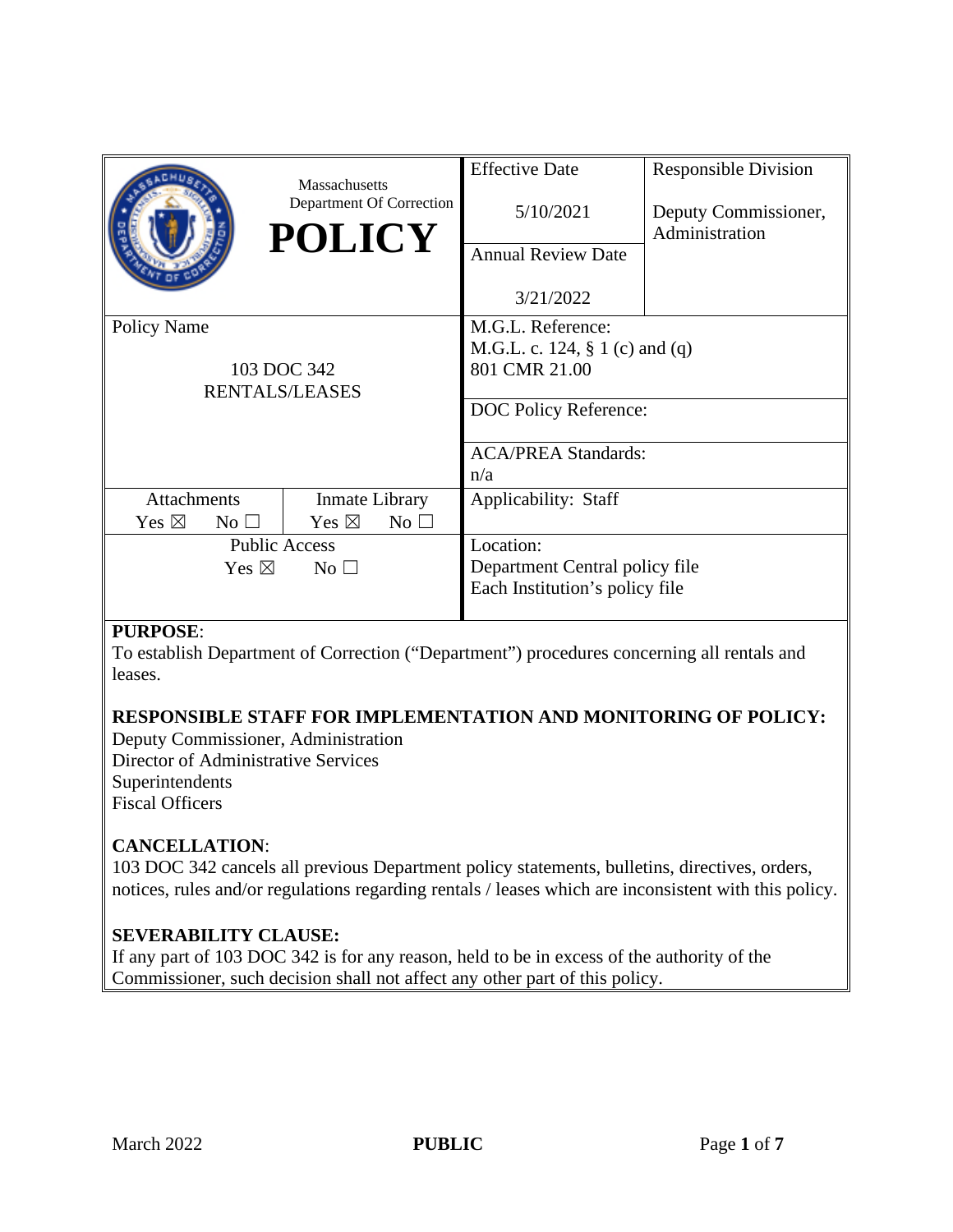| Massachusetts Department Of Correction **POLICY** | Effective Date<br><br>5/10/2021 | Responsible Division<br><br>Deputy Commissioner, Administration |
|---|---|---|
| | Annual Review Date<br><br>3/21/2022 | |
| Policy Name<br><br>103 DOC 342<br>RENTALS/LEASES | M.G.L. Reference:<br>M.G.L. c. 124, § 1 (c) and (q)<br>801 CMR 21.00 | |
| | DOC Policy Reference: | |
| | ACA/PREA Standards:<br>n/a | |
| Attachments: Yes ☒ No ☐ — Inmate Library: Yes ☒ No ☐ | Applicability: Staff | |
| Public Access<br>Yes ☒ No ☐ | Location:<br>Department Central policy file<br>Each Institution's policy file | |

**PURPOSE**:
To establish Department of Correction ("Department") procedures concerning all rentals and leases.

**RESPONSIBLE STAFF FOR IMPLEMENTATION AND MONITORING OF POLICY:**
Deputy Commissioner, Administration
Director of Administrative Services
Superintendents
Fiscal Officers

**CANCELLATION**:
103 DOC 342 cancels all previous Department policy statements, bulletins, directives, orders, notices, rules and/or regulations regarding rentals / leases which are inconsistent with this policy.

**SEVERABILITY CLAUSE:**
If any part of 103 DOC 342 is for any reason, held to be in excess of the authority of the Commissioner, such decision shall not affect any other part of this policy.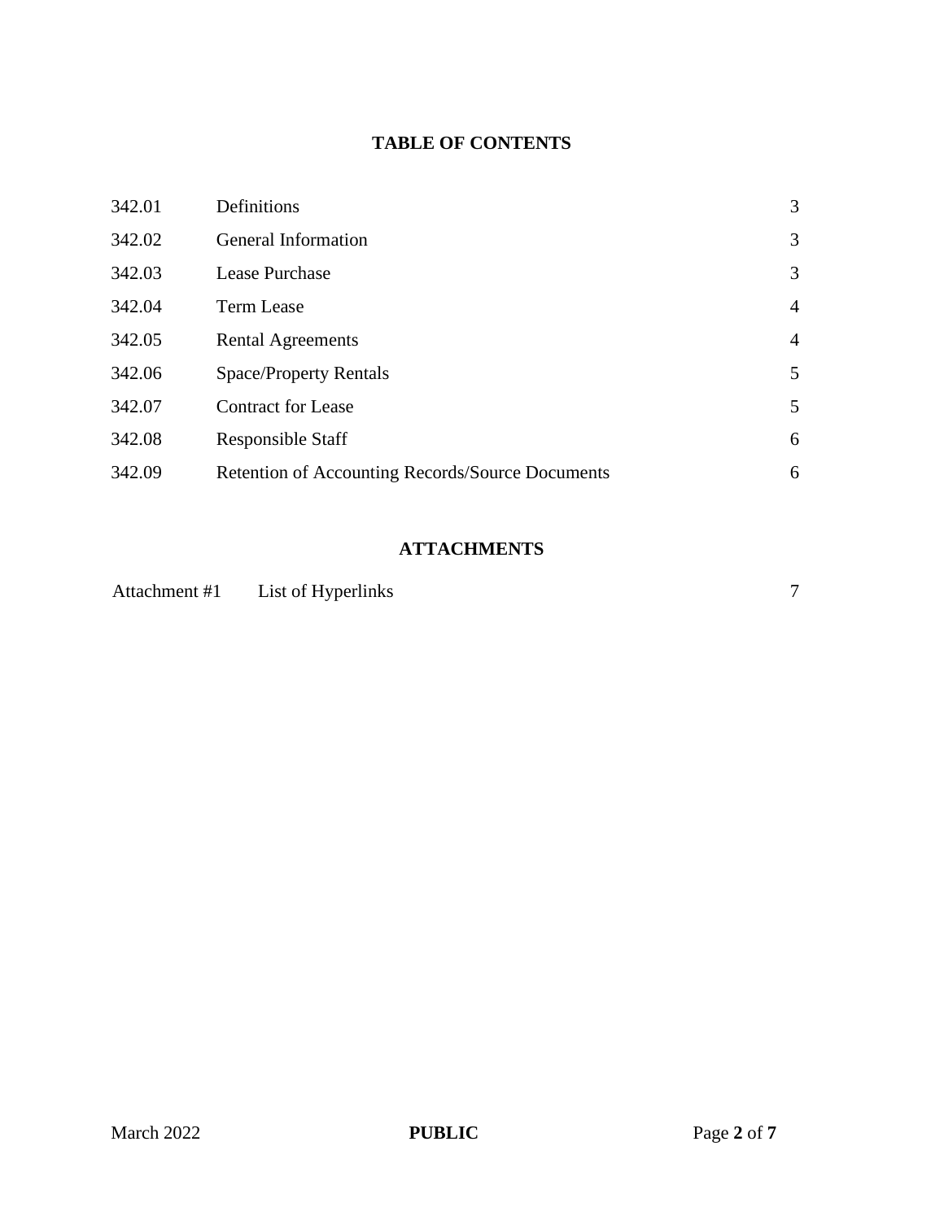## TABLE OF CONTENTS

| | | |
|---|---|---|
| 342.01 | Definitions | 3 |
| 342.02 | General Information | 3 |
| 342.03 | Lease Purchase | 3 |
| 342.04 | Term Lease | 4 |
| 342.05 | Rental Agreements | 4 |
| 342.06 | Space/Property Rentals | 5 |
| 342.07 | Contract for Lease | 5 |
| 342.08 | Responsible Staff | 6 |
| 342.09 | Retention of Accounting Records/Source Documents | 6 |

## ATTACHMENTS

| | | |
|---|---|---|
| Attachment #1 | List of Hyperlinks | 7 |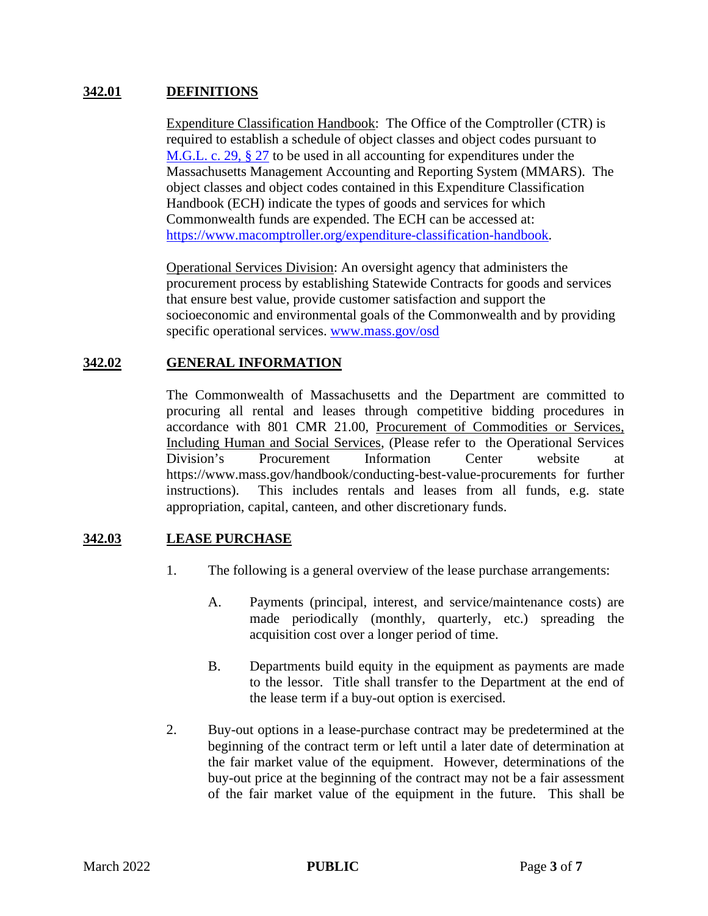## 342.01 DEFINITIONS

Expenditure Classification Handbook: The Office of the Comptroller (CTR) is required to establish a schedule of object classes and object codes pursuant to M.G.L. c. 29, § 27 to be used in all accounting for expenditures under the Massachusetts Management Accounting and Reporting System (MMARS). The object classes and object codes contained in this Expenditure Classification Handbook (ECH) indicate the types of goods and services for which Commonwealth funds are expended. The ECH can be accessed at: https://www.macomptroller.org/expenditure-classification-handbook.

Operational Services Division: An oversight agency that administers the procurement process by establishing Statewide Contracts for goods and services that ensure best value, provide customer satisfaction and support the socioeconomic and environmental goals of the Commonwealth and by providing specific operational services. www.mass.gov/osd

## 342.02 GENERAL INFORMATION

The Commonwealth of Massachusetts and the Department are committed to procuring all rental and leases through competitive bidding procedures in accordance with 801 CMR 21.00, Procurement of Commodities or Services, Including Human and Social Services, (Please refer to the Operational Services Division's Procurement Information Center website at https://www.mass.gov/handbook/conducting-best-value-procurements for further instructions). This includes rentals and leases from all funds, e.g. state appropriation, capital, canteen, and other discretionary funds.

## 342.03 LEASE PURCHASE

1. The following is a general overview of the lease purchase arrangements:

   A. Payments (principal, interest, and service/maintenance costs) are made periodically (monthly, quarterly, etc.) spreading the acquisition cost over a longer period of time.

   B. Departments build equity in the equipment as payments are made to the lessor. Title shall transfer to the Department at the end of the lease term if a buy-out option is exercised.

2. Buy-out options in a lease-purchase contract may be predetermined at the beginning of the contract term or left until a later date of determination at the fair market value of the equipment. However, determinations of the buy-out price at the beginning of the contract may not be a fair assessment of the fair market value of the equipment in the future. This shall be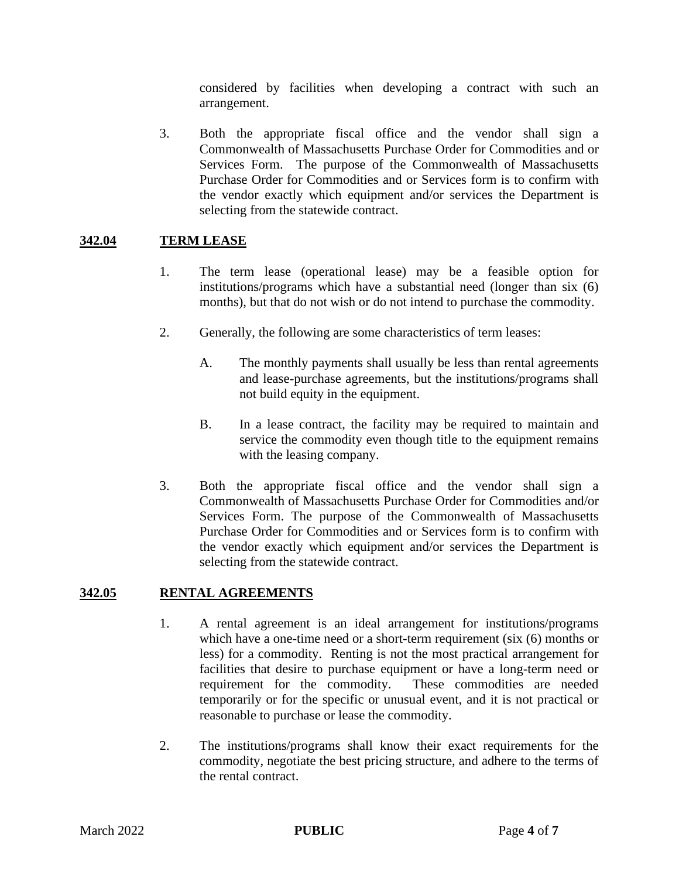considered by facilities when developing a contract with such an arrangement.

3. Both the appropriate fiscal office and the vendor shall sign a Commonwealth of Massachusetts Purchase Order for Commodities and or Services Form. The purpose of the Commonwealth of Massachusetts Purchase Order for Commodities and or Services form is to confirm with the vendor exactly which equipment and/or services the Department is selecting from the statewide contract.

## 342.04 TERM LEASE

1. The term lease (operational lease) may be a feasible option for institutions/programs which have a substantial need (longer than six (6) months), but that do not wish or do not intend to purchase the commodity.

2. Generally, the following are some characteristics of term leases:

   A. The monthly payments shall usually be less than rental agreements and lease-purchase agreements, but the institutions/programs shall not build equity in the equipment.

   B. In a lease contract, the facility may be required to maintain and service the commodity even though title to the equipment remains with the leasing company.

3. Both the appropriate fiscal office and the vendor shall sign a Commonwealth of Massachusetts Purchase Order for Commodities and/or Services Form. The purpose of the Commonwealth of Massachusetts Purchase Order for Commodities and or Services form is to confirm with the vendor exactly which equipment and/or services the Department is selecting from the statewide contract.

## 342.05 RENTAL AGREEMENTS

1. A rental agreement is an ideal arrangement for institutions/programs which have a one-time need or a short-term requirement (six (6) months or less) for a commodity. Renting is not the most practical arrangement for facilities that desire to purchase equipment or have a long-term need or requirement for the commodity. These commodities are needed temporarily or for the specific or unusual event, and it is not practical or reasonable to purchase or lease the commodity.

2. The institutions/programs shall know their exact requirements for the commodity, negotiate the best pricing structure, and adhere to the terms of the rental contract.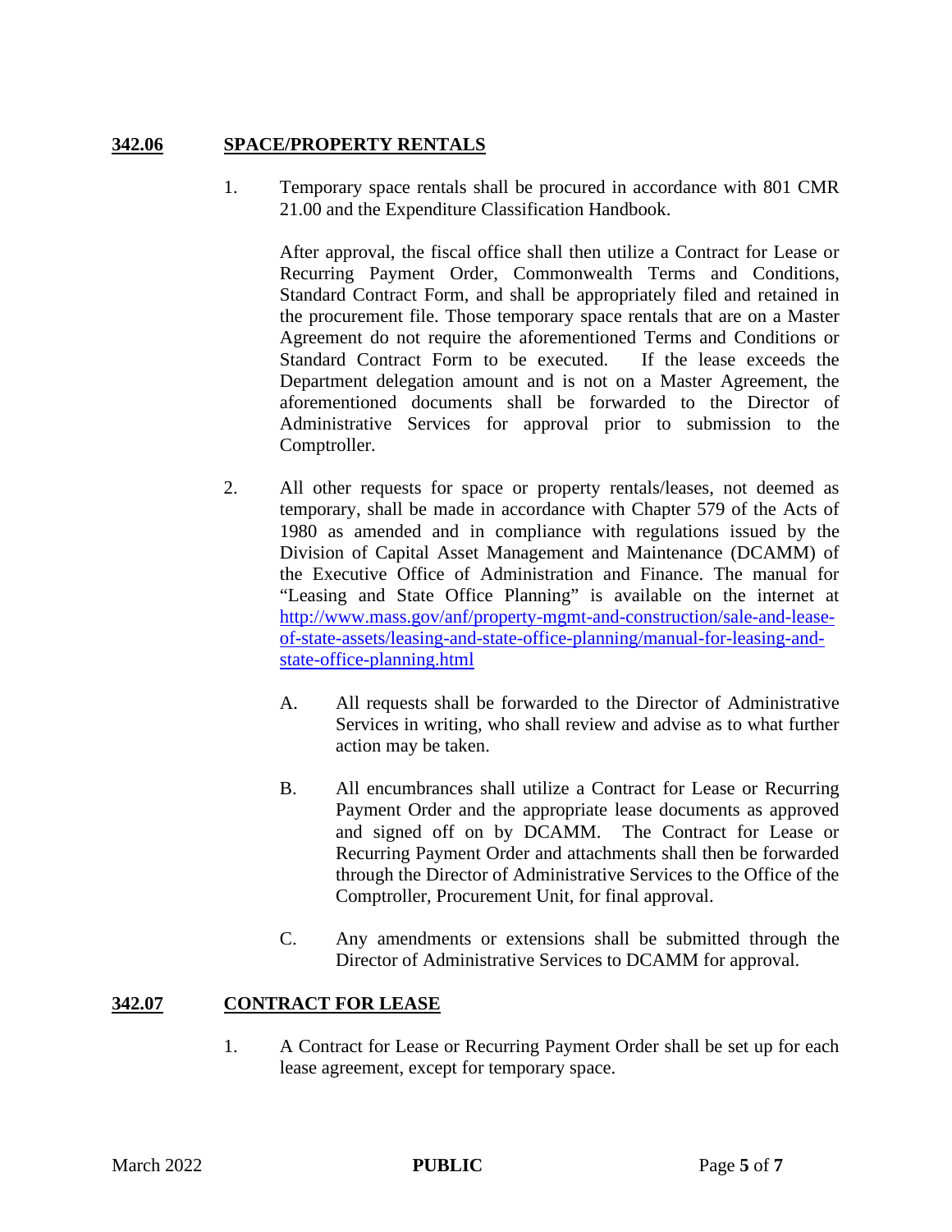## 342.06 SPACE/PROPERTY RENTALS

1. Temporary space rentals shall be procured in accordance with 801 CMR 21.00 and the Expenditure Classification Handbook.

   After approval, the fiscal office shall then utilize a Contract for Lease or Recurring Payment Order, Commonwealth Terms and Conditions, Standard Contract Form, and shall be appropriately filed and retained in the procurement file. Those temporary space rentals that are on a Master Agreement do not require the aforementioned Terms and Conditions or Standard Contract Form to be executed. If the lease exceeds the Department delegation amount and is not on a Master Agreement, the aforementioned documents shall be forwarded to the Director of Administrative Services for approval prior to submission to the Comptroller.

2. All other requests for space or property rentals/leases, not deemed as temporary, shall be made in accordance with Chapter 579 of the Acts of 1980 as amended and in compliance with regulations issued by the Division of Capital Asset Management and Maintenance (DCAMM) of the Executive Office of Administration and Finance. The manual for "Leasing and State Office Planning" is available on the internet at [http://www.mass.gov/anf/property-mgmt-and-construction/sale-and-lease-of-state-assets/leasing-and-state-office-planning/manual-for-leasing-and-state-office-planning.html](http://www.mass.gov/anf/property-mgmt-and-construction/sale-and-lease-of-state-assets/leasing-and-state-office-planning/manual-for-leasing-and-state-office-planning.html)

   A. All requests shall be forwarded to the Director of Administrative Services in writing, who shall review and advise as to what further action may be taken.

   B. All encumbrances shall utilize a Contract for Lease or Recurring Payment Order and the appropriate lease documents as approved and signed off on by DCAMM. The Contract for Lease or Recurring Payment Order and attachments shall then be forwarded through the Director of Administrative Services to the Office of the Comptroller, Procurement Unit, for final approval.

   C. Any amendments or extensions shall be submitted through the Director of Administrative Services to DCAMM for approval.

## 342.07 CONTRACT FOR LEASE

1. A Contract for Lease or Recurring Payment Order shall be set up for each lease agreement, except for temporary space.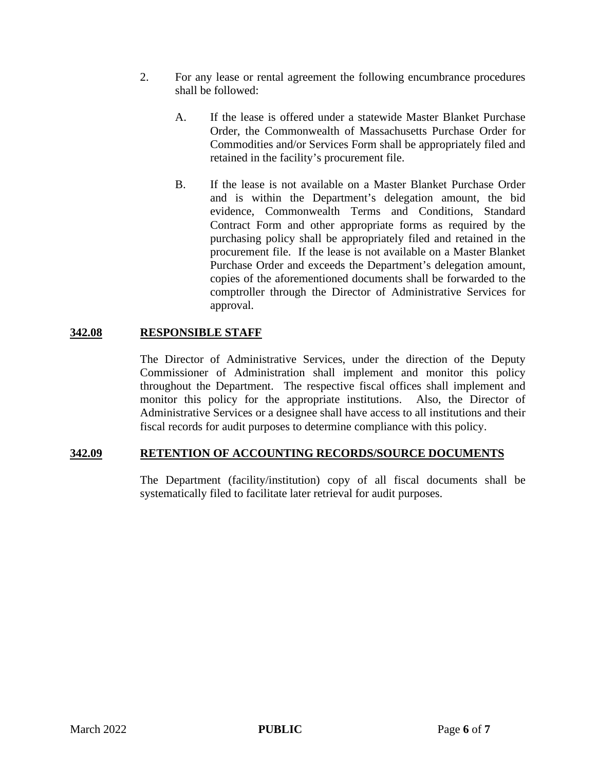2. For any lease or rental agreement the following encumbrance procedures shall be followed:

   A. If the lease is offered under a statewide Master Blanket Purchase Order, the Commonwealth of Massachusetts Purchase Order for Commodities and/or Services Form shall be appropriately filed and retained in the facility's procurement file.

   B. If the lease is not available on a Master Blanket Purchase Order and is within the Department's delegation amount, the bid evidence, Commonwealth Terms and Conditions, Standard Contract Form and other appropriate forms as required by the purchasing policy shall be appropriately filed and retained in the procurement file. If the lease is not available on a Master Blanket Purchase Order and exceeds the Department's delegation amount, copies of the aforementioned documents shall be forwarded to the comptroller through the Director of Administrative Services for approval.

## 342.08 RESPONSIBLE STAFF

The Director of Administrative Services, under the direction of the Deputy Commissioner of Administration shall implement and monitor this policy throughout the Department. The respective fiscal offices shall implement and monitor this policy for the appropriate institutions. Also, the Director of Administrative Services or a designee shall have access to all institutions and their fiscal records for audit purposes to determine compliance with this policy.

## 342.09 RETENTION OF ACCOUNTING RECORDS/SOURCE DOCUMENTS

The Department (facility/institution) copy of all fiscal documents shall be systematically filed to facilitate later retrieval for audit purposes.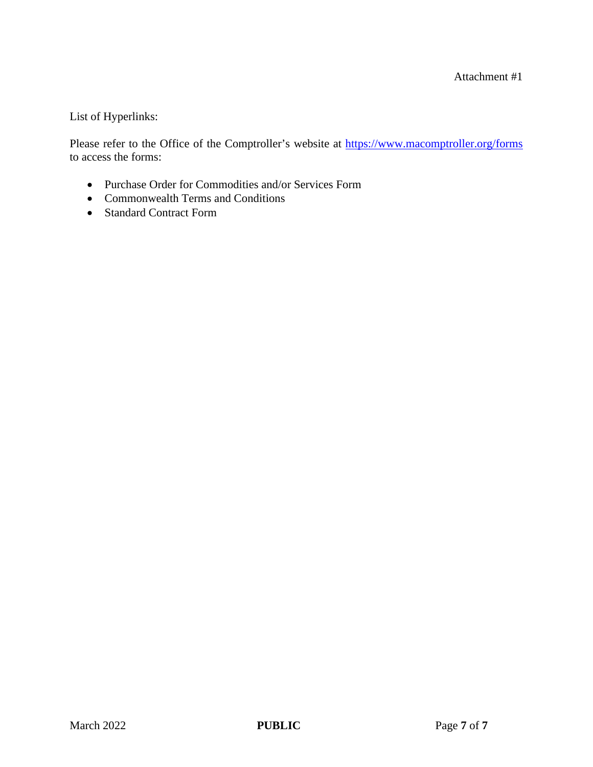Attachment #1

List of Hyperlinks:

Please refer to the Office of the Comptroller's website at https://www.macomptroller.org/forms to access the forms:

- Purchase Order for Commodities and/or Services Form
- Commonwealth Terms and Conditions
- Standard Contract Form